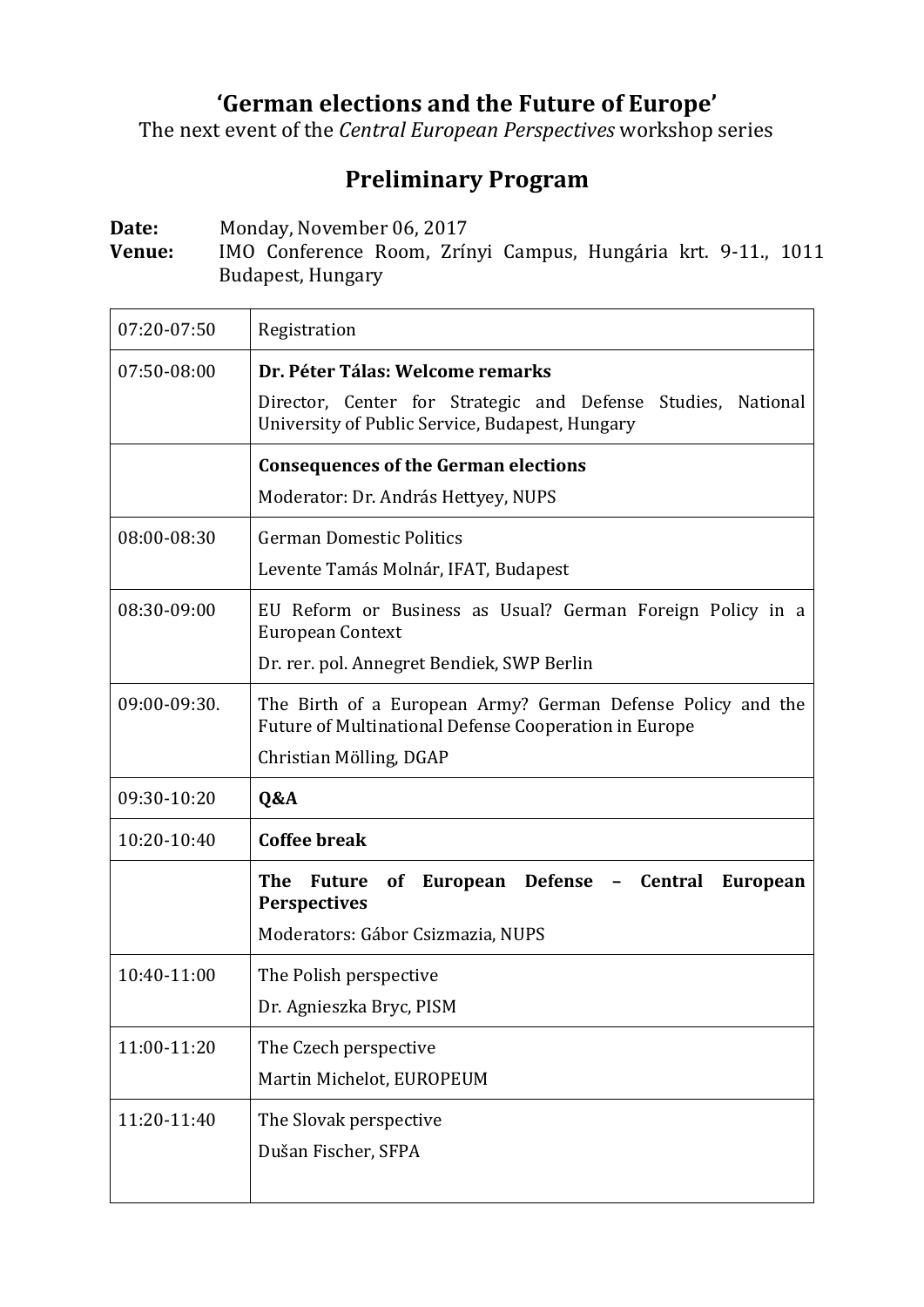# ‘German elections and the Future of Europe’

The next event of the *Central European Perspectives* workshop series

## Preliminary Program

**Date:** Monday, November 06, 2017

**Venue:** IMO Conference Room, Zrínyi Campus, Hungária krt. 9-11., 1011 Budapest, Hungary

| | |
|---|---|
| 07:20-07:50 | Registration |
| 07:50-08:00 | **Dr. Péter Tálas: Welcome remarks**<br>Director, Center for Strategic and Defense Studies, National University of Public Service, Budapest, Hungary |
| | **Consequences of the German elections**<br>Moderator: Dr. András Hettyey, NUPS |
| 08:00-08:30 | German Domestic Politics<br>Levente Tamás Molnár, IFAT, Budapest |
| 08:30-09:00 | EU Reform or Business as Usual? German Foreign Policy in a European Context<br>Dr. rer. pol. Annegret Bendiek, SWP Berlin |
| 09:00-09:30. | The Birth of a European Army? German Defense Policy and the Future of Multinational Defense Cooperation in Europe<br>Christian Mölling, DGAP |
| 09:30-10:20 | **Q&A** |
| 10:20-10:40 | **Coffee break** |
| | **The Future of European Defense – Central European Perspectives**<br>Moderators: Gábor Csizmazia, NUPS |
| 10:40-11:00 | The Polish perspective<br>Dr. Agnieszka Bryc, PISM |
| 11:00-11:20 | The Czech perspective<br>Martin Michelot, EUROPEUM |
| 11:20-11:40 | The Slovak perspective<br>Dušan Fischer, SFPA |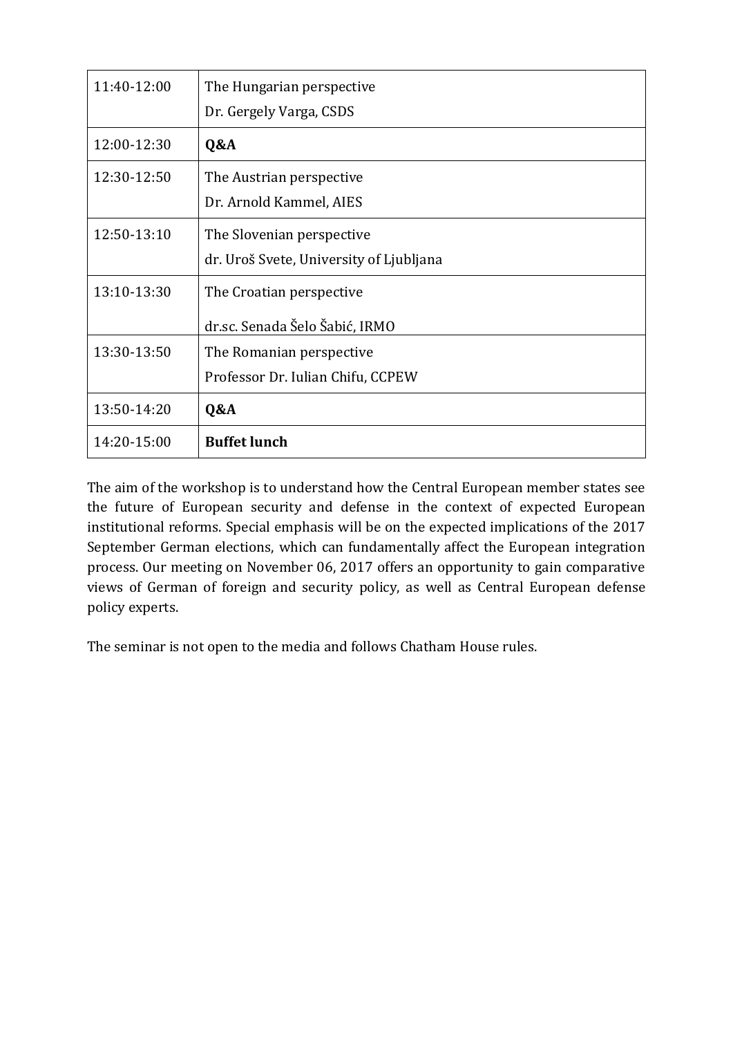| | |
|---|---|
| 11:40-12:00 | The Hungarian perspective<br>Dr. Gergely Varga, CSDS |
| 12:00-12:30 | **Q&A** |
| 12:30-12:50 | The Austrian perspective<br>Dr. Arnold Kammel, AIES |
| 12:50-13:10 | The Slovenian perspective<br>dr. Uroš Svete, University of Ljubljana |
| 13:10-13:30 | The Croatian perspective<br>dr.sc. Senada Šelo Šabić, IRMO |
| 13:30-13:50 | The Romanian perspective<br>Professor Dr. Iulian Chifu, CCPEW |
| 13:50-14:20 | **Q&A** |
| 14:20-15:00 | **Buffet lunch** |

The aim of the workshop is to understand how the Central European member states see the future of European security and defense in the context of expected European institutional reforms. Special emphasis will be on the expected implications of the 2017 September German elections, which can fundamentally affect the European integration process. Our meeting on November 06, 2017 offers an opportunity to gain comparative views of German of foreign and security policy, as well as Central European defense policy experts.

The seminar is not open to the media and follows Chatham House rules.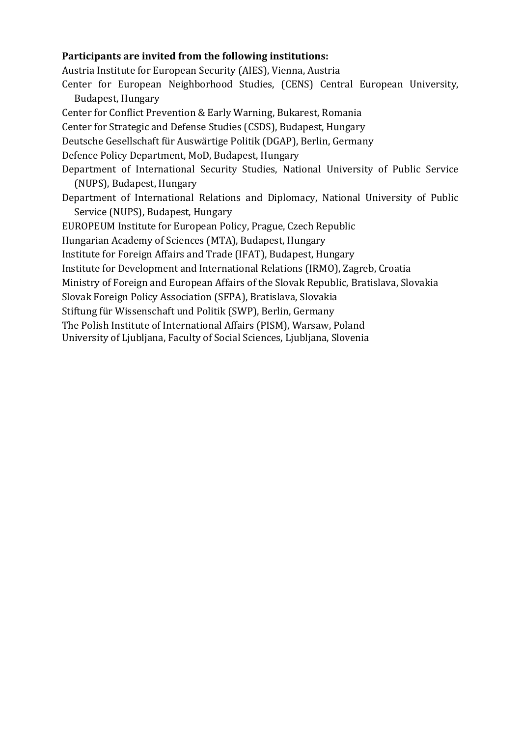**Participants are invited from the following institutions:**

Austria Institute for European Security (AIES), Vienna, Austria

Center for European Neighborhood Studies, (CENS) Central European University, Budapest, Hungary

Center for Conflict Prevention & Early Warning, Bukarest, Romania

Center for Strategic and Defense Studies (CSDS), Budapest, Hungary

Deutsche Gesellschaft für Auswärtige Politik (DGAP), Berlin, Germany

Defence Policy Department, MoD, Budapest, Hungary

Department of International Security Studies, National University of Public Service (NUPS), Budapest, Hungary

Department of International Relations and Diplomacy, National University of Public Service (NUPS), Budapest, Hungary

EUROPEUM Institute for European Policy, Prague, Czech Republic

Hungarian Academy of Sciences (MTA), Budapest, Hungary

Institute for Foreign Affairs and Trade (IFAT), Budapest, Hungary

Institute for Development and International Relations (IRMO), Zagreb, Croatia

Ministry of Foreign and European Affairs of the Slovak Republic, Bratislava, Slovakia

Slovak Foreign Policy Association (SFPA), Bratislava, Slovakia

Stiftung für Wissenschaft und Politik (SWP), Berlin, Germany

The Polish Institute of International Affairs (PISM), Warsaw, Poland

University of Ljubljana, Faculty of Social Sciences, Ljubljana, Slovenia